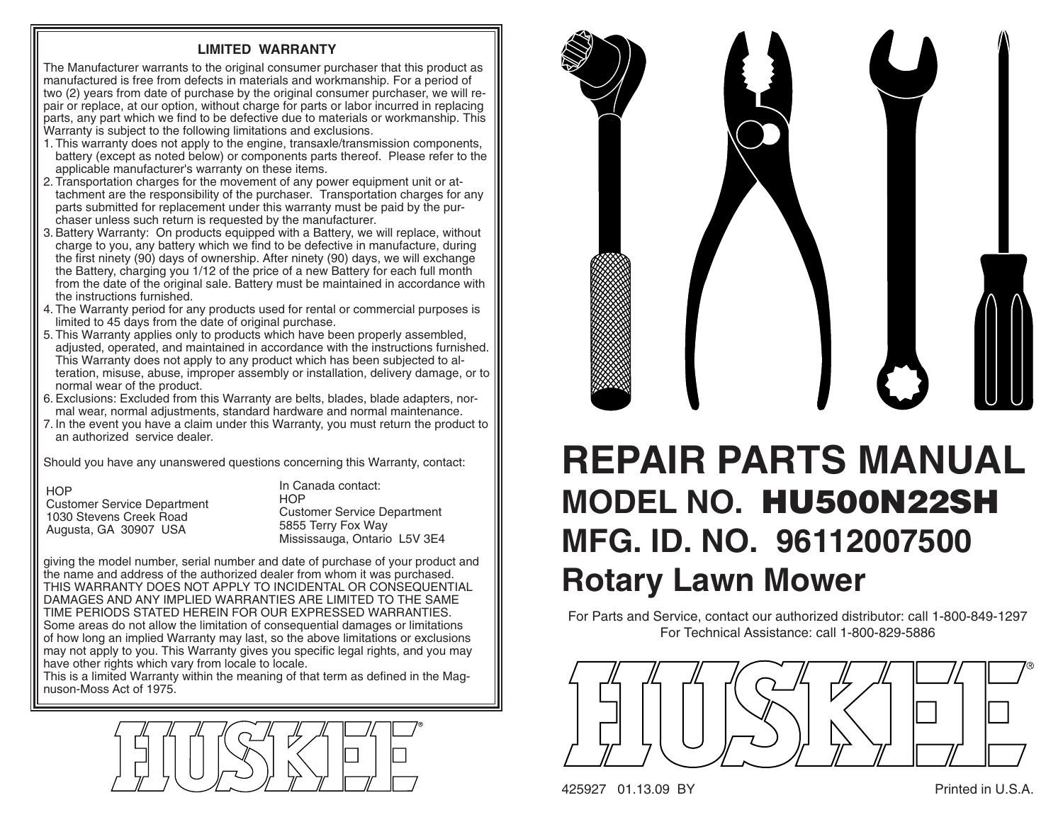## LIMITED WARRANTY

The Manufacturer warrants to the original consumer purchaser that this product as manufactured is free from defects in materials and workmanship. For a period of two (2) years from date of purchase by the original consumer purchaser, we will repair or replace, at our option, without charge for parts or labor incurred in replacing parts, any part which we find to be defective due to materials or workmanship. This Warranty is subject to the following limitations and exclusions.

1. This warranty does not apply to the engine, transaxle/transmission components, battery (except as noted below) or components parts thereof. Please refer to the applicable manufacturer's warranty on these items.
2. Transportation charges for the movement of any power equipment unit or attachment are the responsibility of the purchaser. Transportation charges for any parts submitted for replacement under this warranty must be paid by the purchaser unless such return is requested by the manufacturer.
3. Battery Warranty: On products equipped with a Battery, we will replace, without charge to you, any battery which we find to be defective in manufacture, during the first ninety (90) days of ownership. After ninety (90) days, we will exchange the Battery, charging you 1/12 of the price of a new Battery for each full month from the date of the original sale. Battery must be maintained in accordance with the instructions furnished.
4. The Warranty period for any products used for rental or commercial purposes is limited to 45 days from the date of original purchase.
5. This Warranty applies only to products which have been properly assembled, adjusted, operated, and maintained in accordance with the instructions furnished. This Warranty does not apply to any product which has been subjected to alteration, misuse, abuse, improper assembly or installation, delivery damage, or to normal wear of the product.
6. Exclusions: Excluded from this Warranty are belts, blades, blade adapters, normal wear, normal adjustments, standard hardware and normal maintenance.
7. In the event you have a claim under this Warranty, you must return the product to an authorized service dealer.

Should you have any unanswered questions concerning this Warranty, contact:

HOP
Customer Service Department
1030 Stevens Creek Road
Augusta, GA 30907 USA

In Canada contact:
HOP
Customer Service Department
5855 Terry Fox Way
Mississauga, Ontario L5V 3E4

giving the model number, serial number and date of purchase of your product and the name and address of the authorized dealer from whom it was purchased.
THIS WARRANTY DOES NOT APPLY TO INCIDENTAL OR CONSEQUENTIAL DAMAGES AND ANY IMPLIED WARRANTIES ARE LIMITED TO THE SAME TIME PERIODS STATED HEREIN FOR OUR EXPRESSED WARRANTIES.
Some areas do not allow the limitation of consequential damages or limitations of how long an implied Warranty may last, so the above limitations or exclusions may not apply to you. This Warranty gives you specific legal rights, and you may have other rights which vary from locale to locale.
This is a limited Warranty within the meaning of that term as defined in the Magnuson-Moss Act of 1975.

HUSKEE®

# REPAIR PARTS MANUAL

## MODEL NO. HU500N22SH

## MFG. ID. NO. 96112007500

## Rotary Lawn Mower

For Parts and Service, contact our authorized distributor: call 1-800-849-1297
For Technical Assistance: call 1-800-829-5886

HUSKEE®

425927 01.13.09 BY

Printed in U.S.A.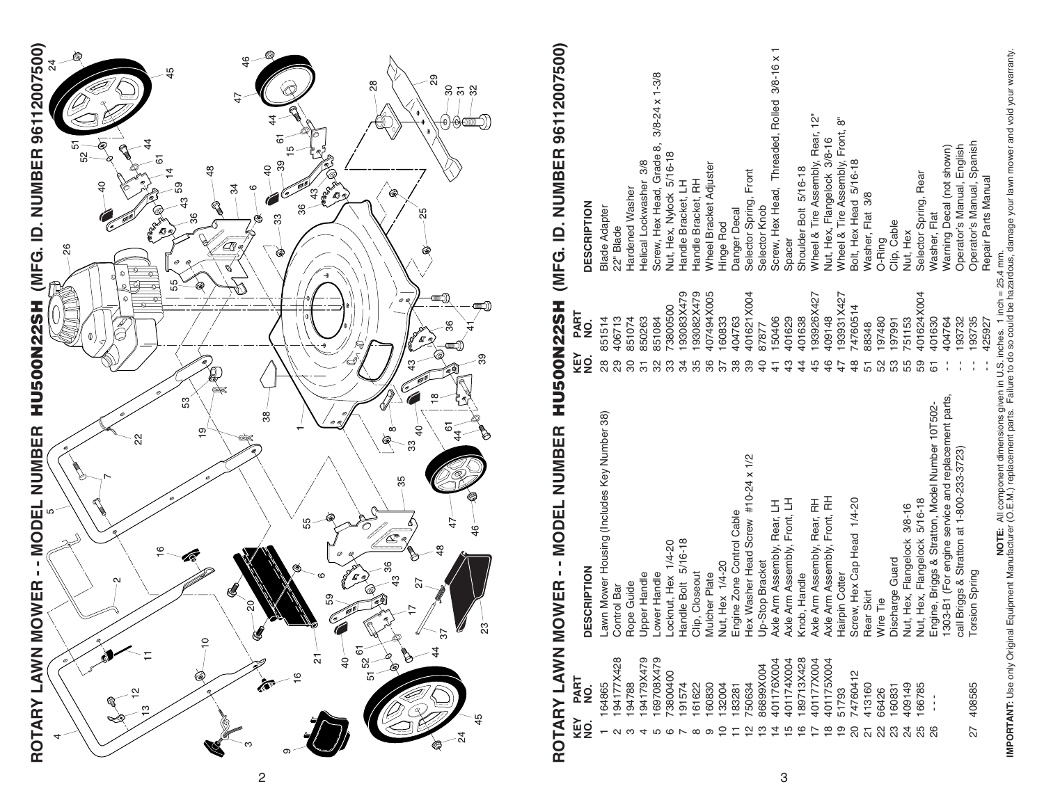# ROTARY LAWN MOWER - - MODEL NUMBER HU500N22SH (MFG. ID. NUMBER 96112007500)

# ROTARY LAWN MOWER - - MODEL NUMBER HU500N22SH (MFG. ID. NUMBER 96112007500)

| KEY NO. | PART NO. | DESCRIPTION |
|---|---|---|
| 1 | 164865 | Lawn Mower Housing (Includes Key Number 38) |
| 2 | 194177X428 | Control Bar |
| 3 | 194788 | Rope Guide |
| 4 | 194179X479 | Upper Handle |
| 5 | 169708X479 | Lower Handle |
| 6 | 73800400 | Locknut, Hex 1/4-20 |
| 7 | 191574 | Handle Bolt 5/16-18 |
| 8 | 161622 | Clip, Closeout |
| 9 | 160830 | Mulcher Plate |
| 10 | 132004 | Nut, Hex 1/4-20 |
| 11 | 183281 | Engine Zone Control Cable |
| 12 | 750634 | Hex Washer Head Screw #10-24 x 1/2 |
| 13 | 86899X004 | Up-Stop Bracket |
| 14 | 401176X004 | Axle Arm Assembly, Rear, LH |
| 15 | 401174X004 | Axle Arm Assembly, Front, LH |
| 16 | 189713X428 | Knob, Handle |
| 17 | 401177X004 | Axle Arm Assembly, Rear, RH |
| 18 | 401175X004 | Axle Arm Assembly, Front, RH |
| 19 | 51793 | Hairpin Cotter |
| 20 | 74760412 | Screw, Hex Cap Head 1/4-20 |
| 21 | 413160 | Rear Skirt |
| 22 | 66426 | Wire Tie |
| 23 | 160831 | Discharge Guard |
| 24 | 409149 | Nut, Hex, Flangelock 3/8-16 |
| 25 | 166785 | Nut, Hex, Flangelock 5/16-18 |
| 26 | - - - | Engine, Briggs & Stratton, Model Number 10T502-1303-B1 (For engine service and replacement parts, call Briggs & Stratton at 1-800-233-3723) |
| 27 | 408585 | Torsion Spring |
| 28 | 851514 | Blade Adapter |
| 29 | 406713 | 22" Blade |
| 30 | 851074 | Hardened Washer |
| 31 | 850263 | Helical Lockwasher 3/8 |
| 32 | 851084 | Screw, Hex Head, Grade 8, 3/8-24 x 1-3/8 |
| 33 | 73800500 | Nut, Hex, Nylock 5/16-18 |
| 34 | 193083X479 | Handle Bracket, LH |
| 35 | 193082X479 | Handle Bracket, RH |
| 36 | 407494X005 | Wheel Bracket Adjuster |
| 37 | 160833 | Hinge Rod |
| 38 | 404763 | Danger Decal |
| 39 | 401621X004 | Selector Spring, Front |
| 40 | 87877 | Selector Knob |
| 41 | 150406 | Screw, Hex Head, Threaded, Rolled 3/8-16 x 1 |
| 43 | 401629 | Spacer |
| 44 | 401638 | Shoulder Bolt 5/16-18 |
| 45 | 193926X427 | Wheel & Tire Assembly, Rear, 12" |
| 46 | 409148 | Nut, Hex, Flangelock 3/8-16 |
| 47 | 193931X427 | Wheel & Tire Assembly, Front, 8" |
| 48 | 74760514 | Bolt, Hex Head 5/16-18 |
| 51 | 88348 | Washer, Flat 3/8 |
| 52 | 197480 | O-Ring |
| 53 | 197991 | Clip, Cable |
| 55 | 751153 | Nut, Hex |
| 59 | 401624X004 | Selector Spring, Rear |
| 61 | 401630 | Washer, Flat |
| - - | 404764 | Warning Decal (not shown) |
| - - | 193732 | Operator's Manual, English |
| - - | 193735 | Operator's Manual, Spanish |
| - - | 425927 | Repair Parts Manual |

**NOTE:** All component dimensions given in U.S. inches. 1 inch = 25.4 mm.

**IMPORTANT:** Use only Original Equipment Manufacturer (O.E.M.) replacement parts. Failure to do so could be hazardous, damage your lawn mower and void your warranty.